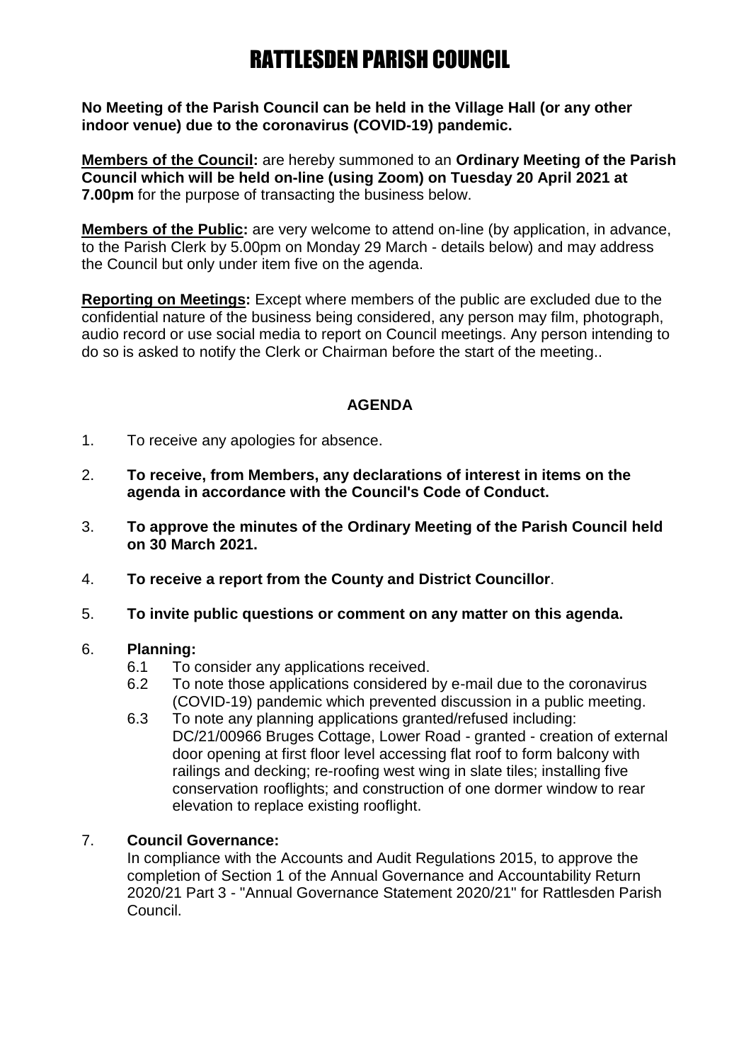# RATTLESDEN PARISH COUNCIL

**No Meeting of the Parish Council can be held in the Village Hall (or any other indoor venue) due to the coronavirus (COVID-19) pandemic.**

**Members of the Council:** are hereby summoned to an **Ordinary Meeting of the Parish Council which will be held on-line (using Zoom) on Tuesday 20 April 2021 at 7.00pm** for the purpose of transacting the business below.

**Members of the Public:** are very welcome to attend on-line (by application, in advance, to the Parish Clerk by 5.00pm on Monday 29 March - details below) and may address the Council but only under item five on the agenda.

**Reporting on Meetings:** Except where members of the public are excluded due to the confidential nature of the business being considered, any person may film, photograph, audio record or use social media to report on Council meetings. Any person intending to do so is asked to notify the Clerk or Chairman before the start of the meeting..

## AGENDA

1. To receive any apologies for absence.
2. **To receive, from Members, any declarations of interest in items on the agenda in accordance with the Council's Code of Conduct.**
3. **To approve the minutes of the Ordinary Meeting of the Parish Council held on 30 March 2021.**
4. **To receive a report from the County and District Councillor**.
5. **To invite public questions or comment on any matter on this agenda.**
6. **Planning:**
   - 6.1 To consider any applications received.
   - 6.2 To note those applications considered by e-mail due to the coronavirus (COVID-19) pandemic which prevented discussion in a public meeting.
   - 6.3 To note any planning applications granted/refused including: DC/21/00966 Bruges Cottage, Lower Road - granted - creation of external door opening at first floor level accessing flat roof to form balcony with railings and decking; re-roofing west wing in slate tiles; installing five conservation rooflights; and construction of one dormer window to rear elevation to replace existing rooflight.
7. **Council Governance:**

   In compliance with the Accounts and Audit Regulations 2015, to approve the completion of Section 1 of the Annual Governance and Accountability Return 2020/21 Part 3 - "Annual Governance Statement 2020/21" for Rattlesden Parish Council.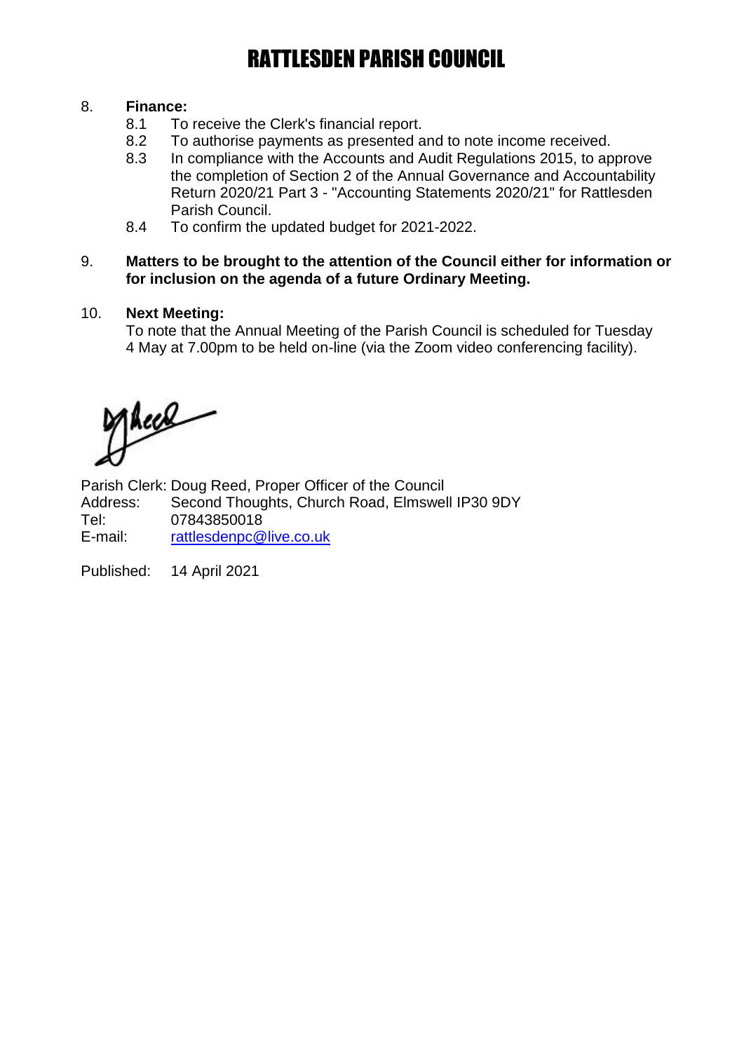# RATTLESDEN PARISH COUNCIL

8. **Finance:**
   - 8.1 To receive the Clerk's financial report.
   - 8.2 To authorise payments as presented and to note income received.
   - 8.3 In compliance with the Accounts and Audit Regulations 2015, to approve the completion of Section 2 of the Annual Governance and Accountability Return 2020/21 Part 3 - "Accounting Statements 2020/21" for Rattlesden Parish Council.
   - 8.4 To confirm the updated budget for 2021-2022.

9. **Matters to be brought to the attention of the Council either for information or for inclusion on the agenda of a future Ordinary Meeting.**

10. **Next Meeting:**
    To note that the Annual Meeting of the Parish Council is scheduled for Tuesday 4 May at 7.00pm to be held on-line (via the Zoom video conferencing facility).

Parish Clerk: Doug Reed, Proper Officer of the Council
Address: Second Thoughts, Church Road, Elmswell IP30 9DY
Tel: 07843850018
E-mail: rattlesdenpc@live.co.uk

Published: 14 April 2021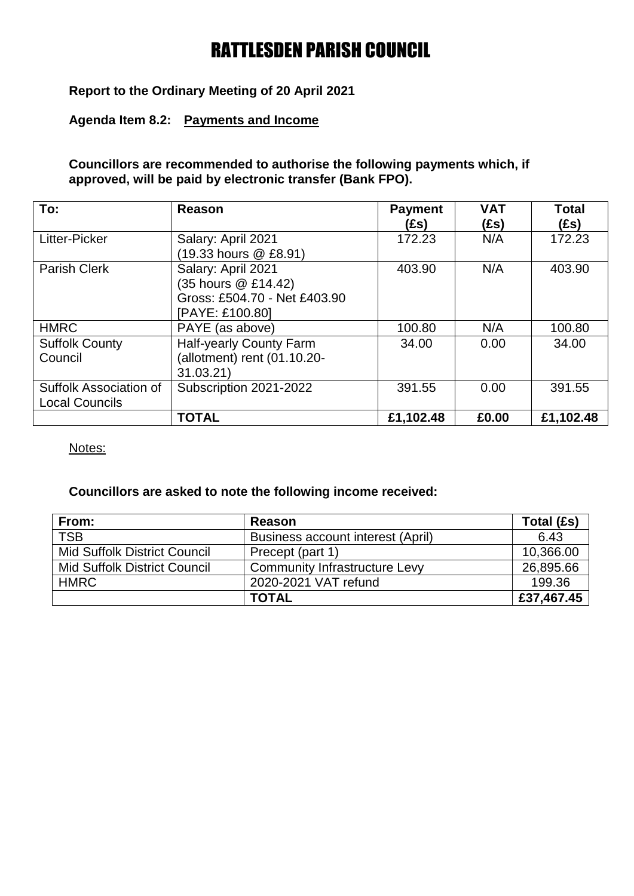# RATTLESDEN PARISH COUNCIL

**Report to the Ordinary Meeting of 20 April 2021**

**Agenda Item 8.2: Payments and Income**

**Councillors are recommended to authorise the following payments which, if approved, will be paid by electronic transfer (Bank FPO).**

| To: | Reason | Payment (£s) | VAT (£s) | Total (£s) |
|---|---|---|---|---|
| Litter-Picker | Salary: April 2021 (19.33 hours @ £8.91) | 172.23 | N/A | 172.23 |
| Parish Clerk | Salary: April 2021 (35 hours @ £14.42) Gross: £504.70 - Net £403.90 [PAYE: £100.80] | 403.90 | N/A | 403.90 |
| HMRC | PAYE (as above) | 100.80 | N/A | 100.80 |
| Suffolk County Council | Half-yearly County Farm (allotment) rent (01.10.20-31.03.21) | 34.00 | 0.00 | 34.00 |
| Suffolk Association of Local Councils | Subscription 2021-2022 | 391.55 | 0.00 | 391.55 |
| | **TOTAL** | **£1,102.48** | **£0.00** | **£1,102.48** |

Notes:

**Councillors are asked to note the following income received:**

| From: | Reason | Total (£s) |
|---|---|---|
| TSB | Business account interest (April) | 6.43 |
| Mid Suffolk District Council | Precept (part 1) | 10,366.00 |
| Mid Suffolk District Council | Community Infrastructure Levy | 26,895.66 |
| HMRC | 2020-2021 VAT refund | 199.36 |
| | **TOTAL** | **£37,467.45** |